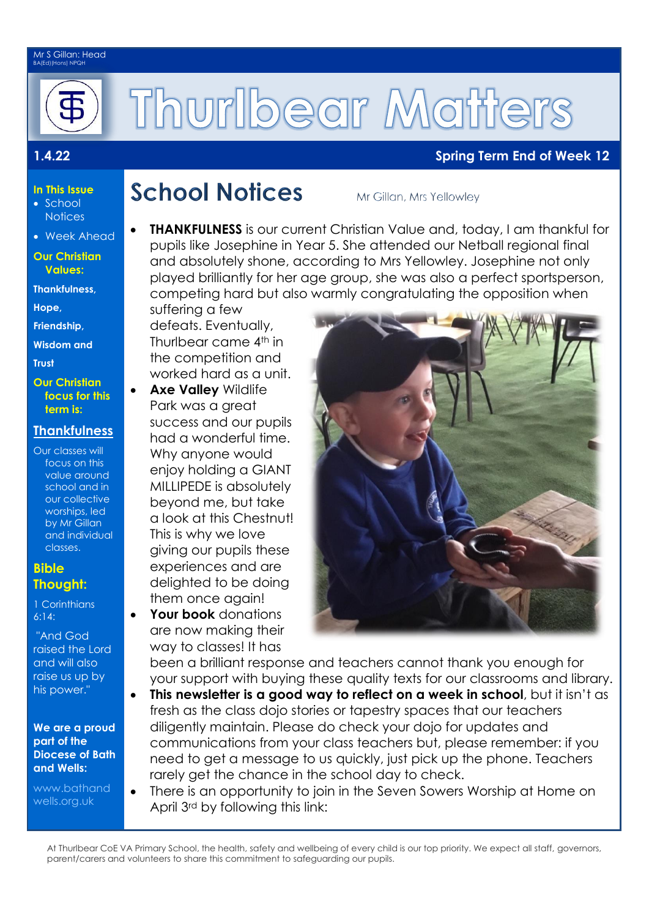Mr S Gillan: Head
BA(Ed)(Hons) NPQH

# Thurlbear Matters

**1.4.22** **Spring Term End of Week 12**

**In This Issue**
- School Notices
- Week Ahead

**Our Christian Values:**

**Thankfulness,**

**Hope,**

**Friendship,**

**Wisdom and**

**Trust**

**Our Christian focus for this term is:**

**Thankfulness**

Our classes will focus on this value around school and in our collective worships, led by Mr Gillan and individual classes.

**Bible Thought:**

1 Corinthians 6:14:

"And God raised the Lord and will also raise us up by his power."

**We are a proud part of the Diocese of Bath and Wells:**

www.bathandwells.org.uk

## School Notices

Mr Gillan, Mrs Yellowley

- **THANKFULNESS** is our current Christian Value and, today, I am thankful for pupils like Josephine in Year 5. She attended our Netball regional final and absolutely shone, according to Mrs Yellowley. Josephine not only played brilliantly for her age group, she was also a perfect sportsperson, competing hard but also warmly congratulating the opposition when suffering a few defeats. Eventually, Thurlbear came 4th in the competition and worked hard as a unit.
- **Axe Valley** Wildlife Park was a great success and our pupils had a wonderful time. Why anyone would enjoy holding a GIANT MILLIPEDE is absolutely beyond me, but take a look at this Chestnut! This is why we love giving our pupils these experiences and are delighted to be doing them once again!
- **Your book** donations are now making their way to classes! It has been a brilliant response and teachers cannot thank you enough for your support with buying these quality texts for our classrooms and library.
- **This newsletter is a good way to reflect on a week in school**, but it isn't as fresh as the class dojo stories or tapestry spaces that our teachers diligently maintain. Please do check your dojo for updates and communications from your class teachers but, please remember: if you need to get a message to us quickly, just pick up the phone. Teachers rarely get the chance in the school day to check.
- There is an opportunity to join in the Seven Sowers Worship at Home on April 3rd by following this link:

At Thurlbear CoE VA Primary School, the health, safety and wellbeing of every child is our top priority. We expect all staff, governors, parent/carers and volunteers to share this commitment to safeguarding our pupils.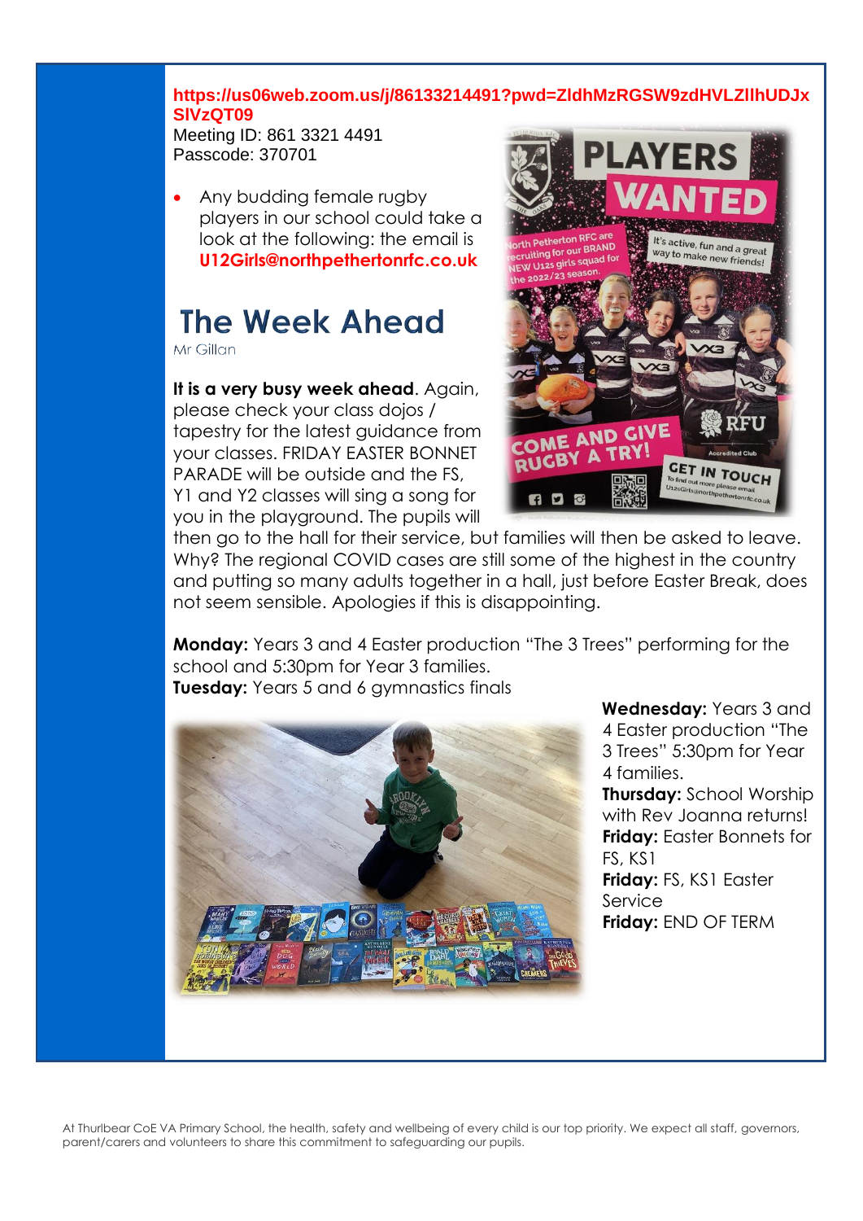https://us06web.zoom.us/j/86133214491?pwd=ZldhMzRGSW9zdHVLZllhUDJxSlVzQT09
Meeting ID: 861 3321 4491
Passcode: 370701

- Any budding female rugby players in our school could take a look at the following: the email is **U12Girls@northpethertonrfc.co.uk**

## The Week Ahead

Mr Gillan

**It is a very busy week ahead**. Again, please check your class dojos / tapestry for the latest guidance from your classes. FRIDAY EASTER BONNET PARADE will be outside and the FS, Y1 and Y2 classes will sing a song for you in the playground. The pupils will then go to the hall for their service, but families will then be asked to leave. Why? The regional COVID cases are still some of the highest in the country and putting so many adults together in a hall, just before Easter Break, does not seem sensible. Apologies if this is disappointing.

**Monday:** Years 3 and 4 Easter production "The 3 Trees" performing for the school and 5:30pm for Year 3 families.
**Tuesday:** Years 5 and 6 gymnastics finals
**Wednesday:** Years 3 and 4 Easter production "The 3 Trees" 5:30pm for Year 4 families.
**Thursday:** School Worship with Rev Joanna returns!
**Friday:** Easter Bonnets for FS, KS1
**Friday:** FS, KS1 Easter Service
**Friday:** END OF TERM

At Thurlbear CoE VA Primary School, the health, safety and wellbeing of every child is our top priority. We expect all staff, governors, parent/carers and volunteers to share this commitment to safeguarding our pupils.